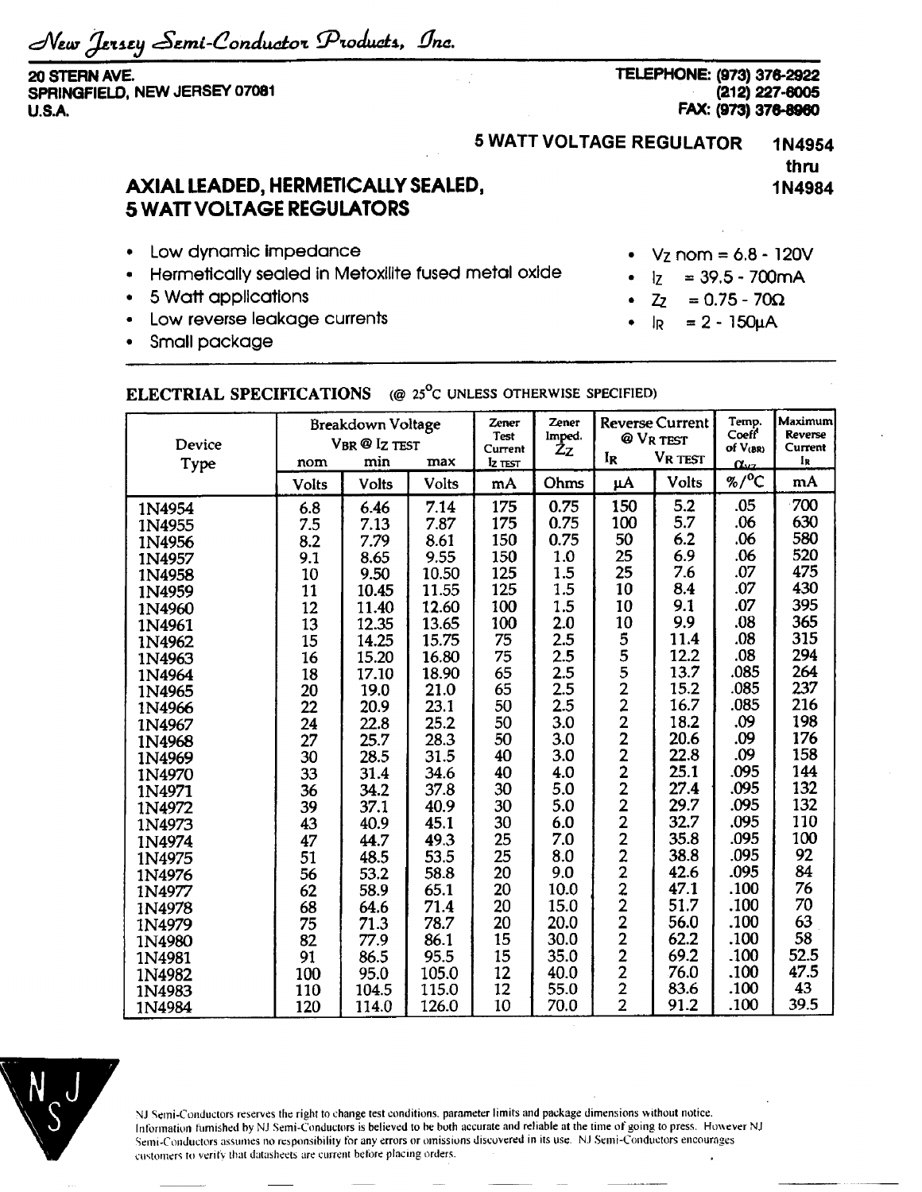*New Jersey Semi-Conductor Products, Inc.*

20 STERN AVE.
SPRINGFIELD, NEW JERSEY 07081
U.S.A.

TELEPHONE: (973) 376-2922
(212) 227-6005
FAX: (973) 376-8960

**5 WATT VOLTAGE REGULATOR** **1N4954 thru 1N4984**

## AXIAL LEADED, HERMETICALLY SEALED, 5 WATT VOLTAGE REGULATORS

- Low dynamic impedance
- Hermetically sealed in Metoxilite fused metal oxide
- 5 Watt applications
- Low reverse leakage currents
- Small package

- $V_Z$ nom = 6.8 - 120V
- $I_Z$ = 39.5 - 700mA
- $Z_Z$ = 0.75 - 70Ω
- $I_R$ = 2 - 150μA

**ELECTRIAL SPECIFICATIONS** (@ 25°C UNLESS OTHERWISE SPECIFIED)

| Device Type | Breakdown Voltage $V_{BR}$ @ $I_{Z\ TEST}$ nom | min | max | Zener Test Current $I_{Z\ TEST}$ | Zener Imped. $Z_Z$ | Reverse Current @ $V_{R\ TEST}$ $I_R$ | $V_{R\ TEST}$ | Temp. Coeff of $V_{(BR)}$ $\alpha_{VZ}$ | Maximum Reverse Current $I_R$ |
|---|---|---|---|---|---|---|---|---|---|
| | Volts | Volts | Volts | mA | Ohms | μA | Volts | %/°C | mA |
| 1N4954 | 6.8 | 6.46 | 7.14 | 175 | 0.75 | 150 | 5.2 | .05 | 700 |
| 1N4955 | 7.5 | 7.13 | 7.87 | 175 | 0.75 | 100 | 5.7 | .06 | 630 |
| 1N4956 | 8.2 | 7.79 | 8.61 | 150 | 0.75 | 50 | 6.2 | .06 | 580 |
| 1N4957 | 9.1 | 8.65 | 9.55 | 150 | 1.0 | 25 | 6.9 | .06 | 520 |
| 1N4958 | 10 | 9.50 | 10.50 | 125 | 1.5 | 25 | 7.6 | .07 | 475 |
| 1N4959 | 11 | 10.45 | 11.55 | 125 | 1.5 | 10 | 8.4 | .07 | 430 |
| 1N4960 | 12 | 11.40 | 12.60 | 100 | 1.5 | 10 | 9.1 | .07 | 395 |
| 1N4961 | 13 | 12.35 | 13.65 | 100 | 2.0 | 10 | 9.9 | .08 | 365 |
| 1N4962 | 15 | 14.25 | 15.75 | 75 | 2.5 | 5 | 11.4 | .08 | 315 |
| 1N4963 | 16 | 15.20 | 16.80 | 75 | 2.5 | 5 | 12.2 | .08 | 294 |
| 1N4964 | 18 | 17.10 | 18.90 | 65 | 2.5 | 5 | 13.7 | .085 | 264 |
| 1N4965 | 20 | 19.0 | 21.0 | 65 | 2.5 | 2 | 15.2 | .085 | 237 |
| 1N4966 | 22 | 20.9 | 23.1 | 50 | 2.5 | 2 | 16.7 | .085 | 216 |
| 1N4967 | 24 | 22.8 | 25.2 | 50 | 3.0 | 2 | 18.2 | .09 | 198 |
| 1N4968 | 27 | 25.7 | 28.3 | 50 | 3.0 | 2 | 20.6 | .09 | 176 |
| 1N4969 | 30 | 28.5 | 31.5 | 40 | 3.0 | 2 | 22.8 | .09 | 158 |
| 1N4970 | 33 | 31.4 | 34.6 | 40 | 4.0 | 2 | 25.1 | .095 | 144 |
| 1N4971 | 36 | 34.2 | 37.8 | 30 | 5.0 | 2 | 27.4 | .095 | 132 |
| 1N4972 | 39 | 37.1 | 40.9 | 30 | 5.0 | 2 | 29.7 | .095 | 132 |
| 1N4973 | 43 | 40.9 | 45.1 | 30 | 6.0 | 2 | 32.7 | .095 | 110 |
| 1N4974 | 47 | 44.7 | 49.3 | 25 | 7.0 | 2 | 35.8 | .095 | 100 |
| 1N4975 | 51 | 48.5 | 53.5 | 25 | 8.0 | 2 | 38.8 | .095 | 92 |
| 1N4976 | 56 | 53.2 | 58.8 | 20 | 9.0 | 2 | 42.6 | .095 | 84 |
| 1N4977 | 62 | 58.9 | 65.1 | 20 | 10.0 | 2 | 47.1 | .100 | 76 |
| 1N4978 | 68 | 64.6 | 71.4 | 20 | 15.0 | 2 | 51.7 | .100 | 70 |
| 1N4979 | 75 | 71.3 | 78.7 | 20 | 20.0 | 2 | 56.0 | .100 | 63 |
| 1N4980 | 82 | 77.9 | 86.1 | 15 | 30.0 | 2 | 62.2 | .100 | 58 |
| 1N4981 | 91 | 86.5 | 95.5 | 15 | 35.0 | 2 | 69.2 | .100 | 52.5 |
| 1N4982 | 100 | 95.0 | 105.0 | 12 | 40.0 | 2 | 76.0 | .100 | 47.5 |
| 1N4983 | 110 | 104.5 | 115.0 | 12 | 55.0 | 2 | 83.6 | .100 | 43 |
| 1N4984 | 120 | 114.0 | 126.0 | 10 | 70.0 | 2 | 91.2 | .100 | 39.5 |

NJ Semi-Conductors reserves the right to change test conditions, parameter limits and package dimensions without notice. Information furnished by NJ Semi-Conductors is believed to be both accurate and reliable at the time of going to press. However NJ Semi-Conductors assumes no responsibility for any errors or omissions discovered in its use. NJ Semi-Conductors encourages customers to verify that datasheets are current before placing orders.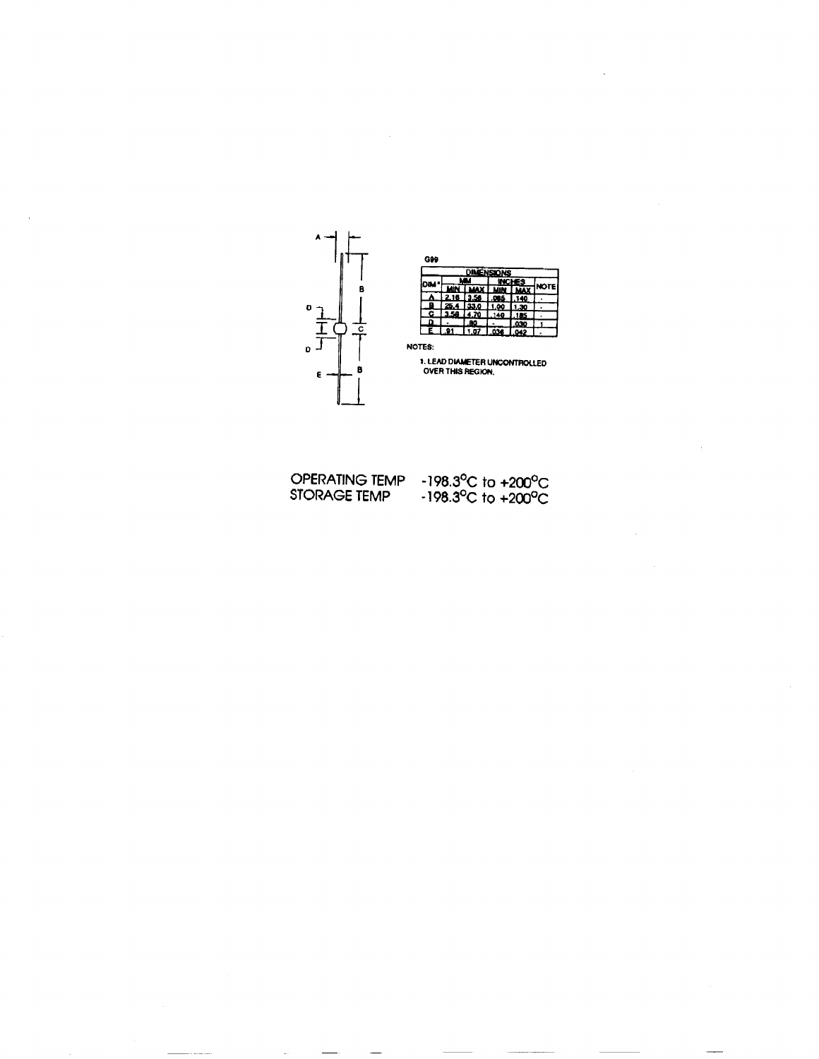G99

| DIM | DIMENSIONS | | | | NOTE |
|---|---|---|---|---|---|
| | MM | | INCHES | | |
| | MIN | MAX | MIN | MAX | |
| A | 2.16 | 3.56 | .085 | .140 | - |
| B | 25.4 | 33.0 | 1.00 | 1.30 | - |
| C | 3.58 | 4.70 | .140 | .185 | - |
| D | - | .80 | - | .030 | 1 |
| E | .91 | 1.07 | .036 | .042 | - |

NOTES:

1. LEAD DIAMETER UNCONTROLLED OVER THIS REGION.

OPERATING TEMP -198.3°C to +200°C
STORAGE TEMP -198.3°C to +200°C